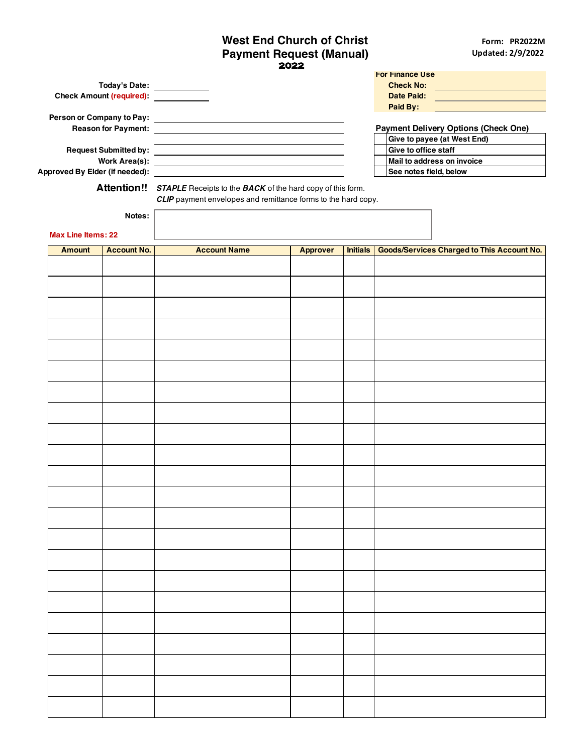# West End Church of Christ
## Payment Request (Manual)
### 2022

Form: PR2022M
Updated: 2/9/2022

**For Finance Use**

Check No: \_\_\_\_\_\_\_\_\_\_
Date Paid: \_\_\_\_\_\_\_\_\_\_
Paid By: \_\_\_\_\_\_\_\_\_\_

**Today's Date:** \_\_\_\_\_\_\_\_\_\_
**Check Amount (required):** \_\_\_\_\_\_\_\_\_\_

**Person or Company to Pay:** \_\_\_\_\_\_\_\_\_\_
**Reason for Payment:** \_\_\_\_\_\_\_\_\_\_

**Request Submitted by:** \_\_\_\_\_\_\_\_\_\_
**Work Area(s):** \_\_\_\_\_\_\_\_\_\_
**Approved By Elder (if needed):** \_\_\_\_\_\_\_\_\_\_

**Payment Delivery Options (Check One)**

| | |
|---|---|
| | Give to payee (at West End) |
| | Give to office staff |
| | Mail to address on invoice |
| | See notes field, below |

**Attention!!** ***STAPLE*** Receipts to the ***BACK*** of the hard copy of this form.
***CLIP*** payment envelopes and remittance forms to the hard copy.

**Notes:**

**Max Line Items: 22**

| Amount | Account No. | Account Name | Approver | Initials | Goods/Services Charged to This Account No. |
|---|---|---|---|---|---|
| | | | | | |
| | | | | | |
| | | | | | |
| | | | | | |
| | | | | | |
| | | | | | |
| | | | | | |
| | | | | | |
| | | | | | |
| | | | | | |
| | | | | | |
| | | | | | |
| | | | | | |
| | | | | | |
| | | | | | |
| | | | | | |
| | | | | | |
| | | | | | |
| | | | | | |
| | | | | | |
| | | | | | |
| | | | | | |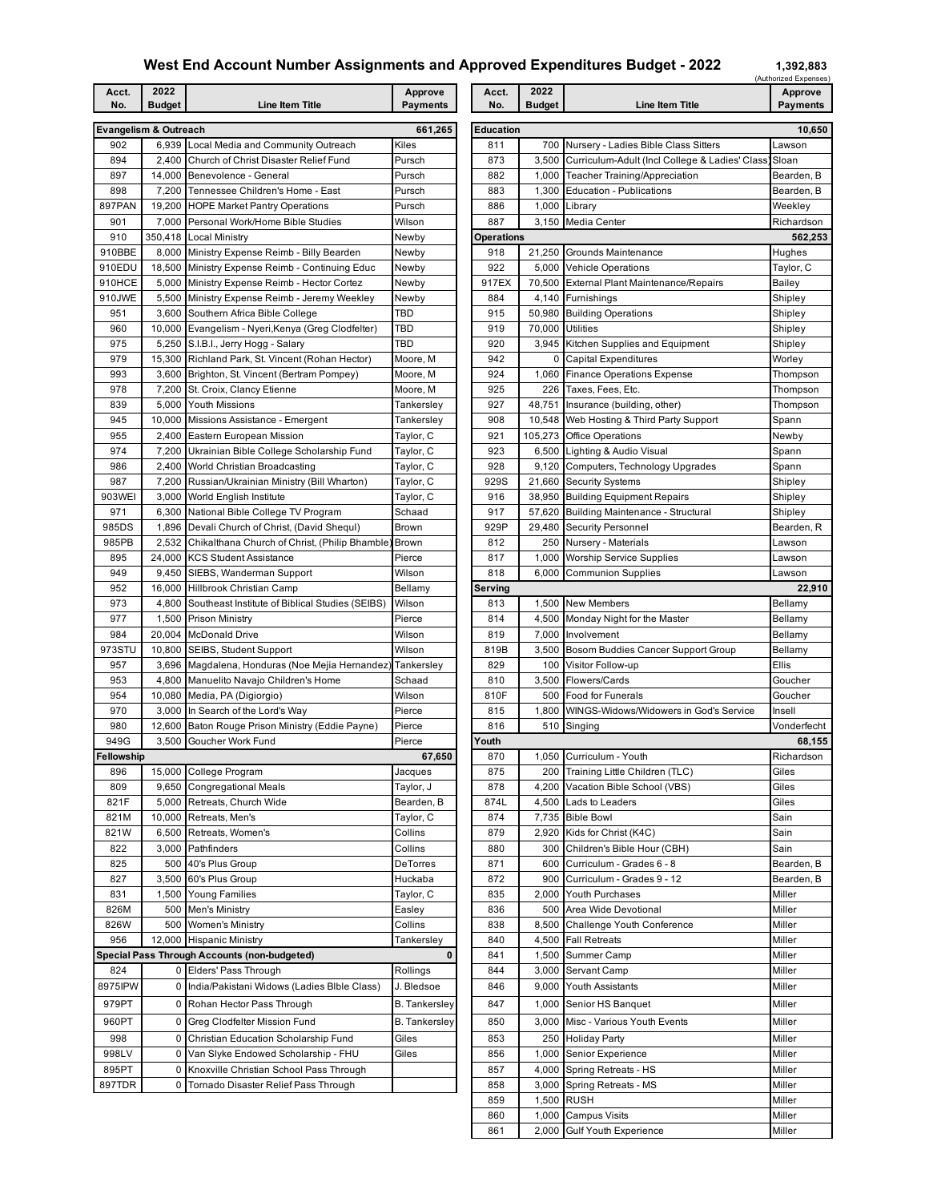# West End Account Number Assignments and Approved Expenditures Budget - 2022

**1,392,883**
(Authorized Expenses)

| Acct. No. | 2022 Budget | Line Item Title | Approve Payments |
|---|---|---|---|
| **Evangelism & Outreach** | | | **661,265** |
| 902 | 6,939 | Local Media and Community Outreach | Kiles |
| 894 | 2,400 | Church of Christ Disaster Relief Fund | Pursch |
| 897 | 14,000 | Benevolence - General | Pursch |
| 898 | 7,200 | Tennessee Children's Home - East | Pursch |
| 897PAN | 19,200 | HOPE Market Pantry Operations | Pursch |
| 901 | 7,000 | Personal Work/Home Bible Studies | Wilson |
| 910 | 350,418 | Local Ministry | Newby |
| 910BBE | 8,000 | Ministry Expense Reimb - Billy Bearden | Newby |
| 910EDU | 18,500 | Ministry Expense Reimb - Continuing Educ | Newby |
| 910HCE | 5,000 | Ministry Expense Reimb - Hector Cortez | Newby |
| 910JWE | 5,500 | Ministry Expense Reimb - Jeremy Weekley | Newby |
| 951 | 3,600 | Southern Africa Bible College | TBD |
| 960 | 10,000 | Evangelism - Nyeri,Kenya (Greg Clodfelter) | TBD |
| 975 | 5,250 | S.I.B.I., Jerry Hogg - Salary | TBD |
| 979 | 15,300 | Richland Park, St. Vincent (Rohan Hector) | Moore, M |
| 993 | 3,600 | Brighton, St. Vincent (Bertram Pompey) | Moore, M |
| 978 | 7,200 | St. Croix, Clancy Etienne | Moore, M |
| 839 | 5,000 | Youth Missions | Tankersley |
| 945 | 10,000 | Missions Assistance - Emergent | Tankersley |
| 955 | 2,400 | Eastern European Mission | Taylor, C |
| 974 | 7,200 | Ukrainian Bible College Scholarship Fund | Taylor, C |
| 986 | 2,400 | World Christian Broadcasting | Taylor, C |
| 987 | 7,200 | Russian/Ukrainian Ministry (Bill Wharton) | Taylor, C |
| 903WEI | 3,000 | World English Institute | Taylor, C |
| 971 | 6,300 | National Bible College TV Program | Schaad |
| 985DS | 1,896 | Devali Church of Christ, (David Shequl) | Brown |
| 985PB | 2,532 | Chikalthana Church of Christ, (Philip Bhamble) | Brown |
| 895 | 24,000 | KCS Student Assistance | Pierce |
| 949 | 9,450 | SIEBS, Wanderman Support | Wilson |
| 952 | 16,000 | Hillbrook Christian Camp | Bellamy |
| 973 | 4,800 | Southeast Institute of Biblical Studies (SEIBS) | Wilson |
| 977 | 1,500 | Prison Ministry | Pierce |
| 984 | 20,004 | McDonald Drive | Wilson |
| 973STU | 10,800 | SEIBS, Student Support | Wilson |
| 957 | 3,696 | Magdalena, Honduras (Noe Mejia Hernandez) | Tankersley |
| 953 | 4,800 | Manuelito Navajo Children's Home | Schaad |
| 954 | 10,080 | Media, PA (Digiorgio) | Wilson |
| 970 | 3,000 | In Search of the Lord's Way | Pierce |
| 980 | 12,600 | Baton Rouge Prison Ministry (Eddie Payne) | Pierce |
| 949G | 3,500 | Goucher Work Fund | Pierce |
| **Fellowship** | | | **67,650** |
| 896 | 15,000 | College Program | Jacques |
| 809 | 9,650 | Congregational Meals | Taylor, J |
| 821F | 5,000 | Retreats, Church Wide | Bearden, B |
| 821M | 10,000 | Retreats, Men's | Taylor, C |
| 821W | 6,500 | Retreats, Women's | Collins |
| 822 | 3,000 | Pathfinders | Collins |
| 825 | 500 | 40's Plus Group | DeTorres |
| 827 | 3,500 | 60's Plus Group | Huckaba |
| 831 | 1,500 | Young Families | Taylor, C |
| 826M | 500 | Men's Ministry | Easley |
| 826W | 500 | Women's Ministry | Collins |
| 956 | 12,000 | Hispanic Ministry | Tankersley |
| **Special Pass Through Accounts (non-budgeted)** | | | **0** |
| 824 | 0 | Elders' Pass Through | Rollings |
| 8975IPW | 0 | India/Pakistani Widows (Ladies BIble Class) | J. Bledsoe |
| 979PT | 0 | Rohan Hector Pass Through | B. Tankersley |
| 960PT | 0 | Greg Clodfelter Mission Fund | B. Tankersley |
| 998 | 0 | Christian Education Scholarship Fund | Giles |
| 998LV | 0 | Van Slyke Endowed Scholarship - FHU | Giles |
| 895PT | 0 | Knoxville Christian School Pass Through | |
| 897TDR | 0 | Tornado Disaster Relief Pass Through | |

| Acct. No. | 2022 Budget | Line Item Title | Approve Payments |
|---|---|---|---|
| **Education** | | | **10,650** |
| 811 | 700 | Nursery - Ladies Bible Class Sitters | Lawson |
| 873 | 3,500 | Curriculum-Adult (Incl College & Ladies' Class) | Sloan |
| 882 | 1,000 | Teacher Training/Appreciation | Bearden, B |
| 883 | 1,300 | Education - Publications | Bearden, B |
| 886 | 1,000 | Library | Weekley |
| 887 | 3,150 | Media Center | Richardson |
| **Operations** | | | **562,253** |
| 918 | 21,250 | Grounds Maintenance | Hughes |
| 922 | 5,000 | Vehicle Operations | Taylor, C |
| 917EX | 70,500 | External Plant Maintenance/Repairs | Bailey |
| 884 | 4,140 | Furnishings | Shipley |
| 915 | 50,980 | Building Operations | Shipley |
| 919 | 70,000 | Utilities | Shipley |
| 920 | 3,945 | Kitchen Supplies and Equipment | Shipley |
| 942 | 0 | Capital Expenditures | Worley |
| 924 | 1,060 | Finance Operations Expense | Thompson |
| 925 | 226 | Taxes, Fees, Etc. | Thompson |
| 927 | 48,751 | Insurance (building, other) | Thompson |
| 908 | 10,548 | Web Hosting & Third Party Support | Spann |
| 921 | 105,273 | Office Operations | Newby |
| 923 | 6,500 | Lighting & Audio Visual | Spann |
| 928 | 9,120 | Computers, Technology Upgrades | Spann |
| 929S | 21,660 | Security Systems | Shipley |
| 916 | 38,950 | Building Equipment Repairs | Shipley |
| 917 | 57,620 | Building Maintenance - Structural | Shipley |
| 929P | 29,480 | Security Personnel | Bearden, R |
| 812 | 250 | Nursery - Materials | Lawson |
| 817 | 1,000 | Worship Service Supplies | Lawson |
| 818 | 6,000 | Communion Supplies | Lawson |
| **Serving** | | | **22,910** |
| 813 | 1,500 | New Members | Bellamy |
| 814 | 4,500 | Monday Night for the Master | Bellamy |
| 819 | 7,000 | Involvement | Bellamy |
| 819B | 3,500 | Bosom Buddies Cancer Support Group | Bellamy |
| 829 | 100 | Visitor Follow-up | Ellis |
| 810 | 3,500 | Flowers/Cards | Goucher |
| 810F | 500 | Food for Funerals | Goucher |
| 815 | 1,800 | WINGS-Widows/Widowers in God's Service | Insell |
| 816 | 510 | Singing | Vonderfecht |
| **Youth** | | | **68,155** |
| 870 | 1,050 | Curriculum - Youth | Richardson |
| 875 | 200 | Training Little Children (TLC) | Giles |
| 878 | 4,200 | Vacation Bible School (VBS) | Giles |
| 874L | 4,500 | Lads to Leaders | Giles |
| 874 | 7,735 | Bible Bowl | Sain |
| 879 | 2,920 | Kids for Christ (K4C) | Sain |
| 880 | 300 | Children's Bible Hour (CBH) | Sain |
| 871 | 600 | Curriculum - Grades 6 - 8 | Bearden, B |
| 872 | 900 | Curriculum - Grades 9 - 12 | Bearden, B |
| 835 | 2,000 | Youth Purchases | Miller |
| 836 | 500 | Area Wide Devotional | Miller |
| 838 | 8,500 | Challenge Youth Conference | Miller |
| 840 | 4,500 | Fall Retreats | Miller |
| 841 | 1,500 | Summer Camp | Miller |
| 844 | 3,000 | Servant Camp | Miller |
| 846 | 9,000 | Youth Assistants | Miller |
| 847 | 1,000 | Senior HS Banquet | Miller |
| 850 | 3,000 | Misc - Various Youth Events | Miller |
| 853 | 250 | Holiday Party | Miller |
| 856 | 1,000 | Senior Experience | Miller |
| 857 | 4,000 | Spring Retreats - HS | Miller |
| 858 | 3,000 | Spring Retreats - MS | Miller |
| 859 | 1,500 | RUSH | Miller |
| 860 | 1,000 | Campus Visits | Miller |
| 861 | 2,000 | Gulf Youth Experience | Miller |